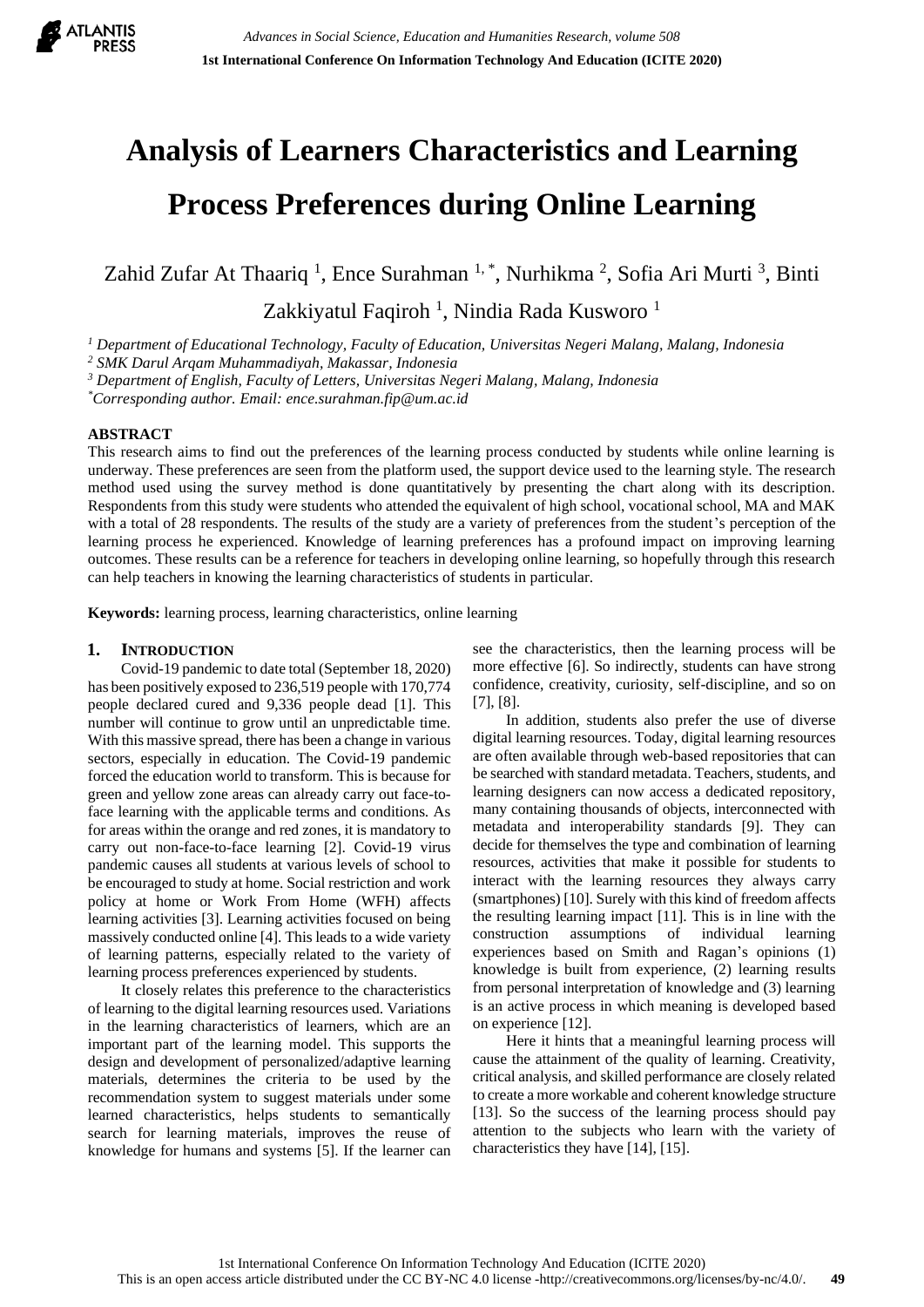# Analysis of Learners Characteristics and Learning Process Preferences during Online Learning

Zahid Zufar At Thaariq [1], Ence Surahman [1,*], Nurhikma [2], Sofia Ari Murti [3], Binti Zakkiyatul Faqiroh [1], Nindia Rada Kusworo [1]

[1] *Department of Educational Technology, Faculty of Education, Universitas Negeri Malang, Malang, Indonesia*
[2] *SMK Darul Arqam Muhammadiyah, Makassar, Indonesia*
[3] *Department of English, Faculty of Letters, Universitas Negeri Malang, Malang, Indonesia*
[*] *Corresponding author. Email: ence.surahman.fip@um.ac.id*

## ABSTRACT

This research aims to find out the preferences of the learning process conducted by students while online learning is underway. These preferences are seen from the platform used, the support device used to the learning style. The research method used using the survey method is done quantitatively by presenting the chart along with its description. Respondents from this study were students who attended the equivalent of high school, vocational school, MA and MAK with a total of 28 respondents. The results of the study are a variety of preferences from the student's perception of the learning process he experienced. Knowledge of learning preferences has a profound impact on improving learning outcomes. These results can be a reference for teachers in developing online learning, so hopefully through this research can help teachers in knowing the learning characteristics of students in particular.

**Keywords:** learning process, learning characteristics, online learning

## 1. INTRODUCTION

Covid-19 pandemic to date total (September 18, 2020) has been positively exposed to 236,519 people with 170,774 people declared cured and 9,336 people dead [1]. This number will continue to grow until an unpredictable time. With this massive spread, there has been a change in various sectors, especially in education. The Covid-19 pandemic forced the education world to transform. This is because for green and yellow zone areas can already carry out face-to-face learning with the applicable terms and conditions. As for areas within the orange and red zones, it is mandatory to carry out non-face-to-face learning [2]. Covid-19 virus pandemic causes all students at various levels of school to be encouraged to study at home. Social restriction and work policy at home or Work From Home (WFH) affects learning activities [3]. Learning activities focused on being massively conducted online [4]. This leads to a wide variety of learning patterns, especially related to the variety of learning process preferences experienced by students.

It closely relates this preference to the characteristics of learning to the digital learning resources used. Variations in the learning characteristics of learners, which are an important part of the learning model. This supports the design and development of personalized/adaptive learning materials, determines the criteria to be used by the recommendation system to suggest materials under some learned characteristics, helps students to semantically search for learning materials, improves the reuse of knowledge for humans and systems [5]. If the learner can see the characteristics, then the learning process will be more effective [6]. So indirectly, students can have strong confidence, creativity, curiosity, self-discipline, and so on [7], [8].

In addition, students also prefer the use of diverse digital learning resources. Today, digital learning resources are often available through web-based repositories that can be searched with standard metadata. Teachers, students, and learning designers can now access a dedicated repository, many containing thousands of objects, interconnected with metadata and interoperability standards [9]. They can decide for themselves the type and combination of learning resources, activities that make it possible for students to interact with the learning resources they always carry (smartphones) [10]. Surely with this kind of freedom affects the resulting learning impact [11]. This is in line with the construction assumptions of individual learning experiences based on Smith and Ragan's opinions (1) knowledge is built from experience, (2) learning results from personal interpretation of knowledge and (3) learning is an active process in which meaning is developed based on experience [12].

Here it hints that a meaningful learning process will cause the attainment of the quality of learning. Creativity, critical analysis, and skilled performance are closely related to create a more workable and coherent knowledge structure [13]. So the success of the learning process should pay attention to the subjects who learn with the variety of characteristics they have [14], [15].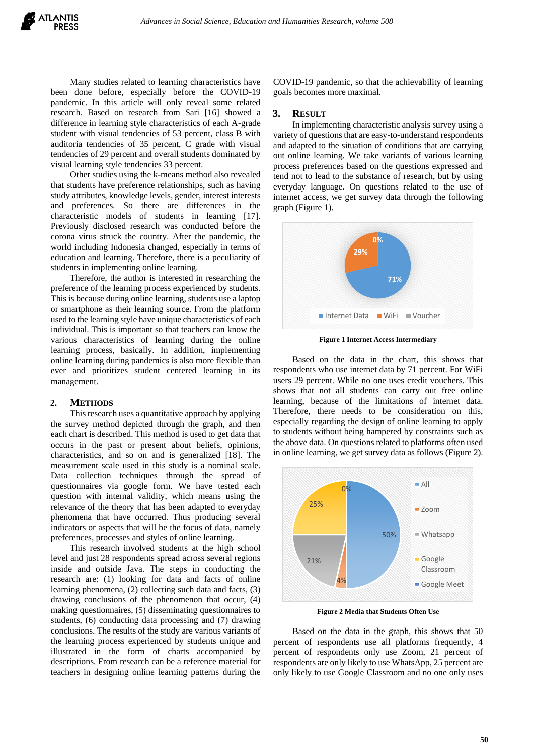Many studies related to learning characteristics have been done before, especially before the COVID-19 pandemic. In this article will only reveal some related research. Based on research from Sari [16] showed a difference in learning style characteristics of each A-grade student with visual tendencies of 53 percent, class B with auditoria tendencies of 35 percent, C grade with visual tendencies of 29 percent and overall students dominated by visual learning style tendencies 33 percent.

Other studies using the k-means method also revealed that students have preference relationships, such as having study attributes, knowledge levels, gender, interest interests and preferences. So there are differences in the characteristic models of students in learning [17]. Previously disclosed research was conducted before the corona virus struck the country. After the pandemic, the world including Indonesia changed, especially in terms of education and learning. Therefore, there is a peculiarity of students in implementing online learning.

Therefore, the author is interested in researching the preference of the learning process experienced by students. This is because during online learning, students use a laptop or smartphone as their learning source. From the platform used to the learning style have unique characteristics of each individual. This is important so that teachers can know the various characteristics of learning during the online learning process, basically. In addition, implementing online learning during pandemics is also more flexible than ever and prioritizes student centered learning in its management.

## 2. METHODS

This research uses a quantitative approach by applying the survey method depicted through the graph, and then each chart is described. This method is used to get data that occurs in the past or present about beliefs, opinions, characteristics, and so on and is generalized [18]. The measurement scale used in this study is a nominal scale. Data collection techniques through the spread of questionnaires via google form. We have tested each question with internal validity, which means using the relevance of the theory that has been adapted to everyday phenomena that have occurred. Thus producing several indicators or aspects that will be the focus of data, namely preferences, processes and styles of online learning.

This research involved students at the high school level and just 28 respondents spread across several regions inside and outside Java. The steps in conducting the research are: (1) looking for data and facts of online learning phenomena, (2) collecting such data and facts, (3) drawing conclusions of the phenomenon that occur, (4) making questionnaires, (5) disseminating questionnaires to students, (6) conducting data processing and (7) drawing conclusions. The results of the study are various variants of the learning process experienced by students unique and illustrated in the form of charts accompanied by descriptions. From research can be a reference material for teachers in designing online learning patterns during the COVID-19 pandemic, so that the achievability of learning goals becomes more maximal.

## 3. RESULT

In implementing characteristic analysis survey using a variety of questions that are easy-to-understand respondents and adapted to the situation of conditions that are carrying out online learning. We take variants of various learning process preferences based on the questions expressed and tend not to lead to the substance of research, but by using everyday language. On questions related to the use of internet access, we get survey data through the following graph (Figure 1).

**Figure 1 Internet Access Intermediary**

Based on the data in the chart, this shows that respondents who use internet data by 71 percent. For WiFi users 29 percent. While no one uses credit vouchers. This shows that not all students can carry out free online learning, because of the limitations of internet data. Therefore, there needs to be consideration on this, especially regarding the design of online learning to apply to students without being hampered by constraints such as the above data. On questions related to platforms often used in online learning, we get survey data as follows (Figure 2).

**Figure 2 Media that Students Often Use**

Based on the data in the graph, this shows that 50 percent of respondents use all platforms frequently, 4 percent of respondents only use Zoom, 21 percent of respondents are only likely to use WhatsApp, 25 percent are only likely to use Google Classroom and no one only uses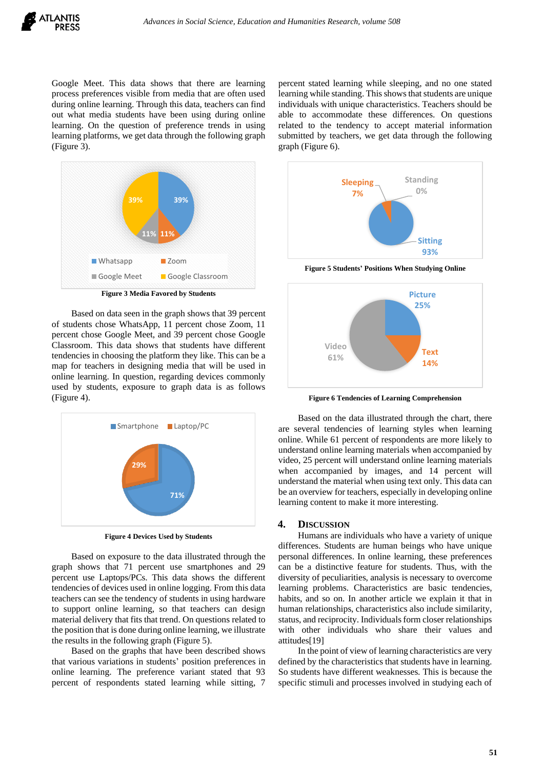Google Meet. This data shows that there are learning process preferences visible from media that are often used during online learning. Through this data, teachers can find out what media students have been using during online learning. On the question of preference trends in using learning platforms, we get data through the following graph (Figure 3).

**Figure 3 Media Favored by Students**

Based on data seen in the graph shows that 39 percent of students chose WhatsApp, 11 percent chose Zoom, 11 percent chose Google Meet, and 39 percent chose Google Classroom. This data shows that students have different tendencies in choosing the platform they like. This can be a map for teachers in designing media that will be used in online learning. In question, regarding devices commonly used by students, exposure to graph data is as follows (Figure 4).

**Figure 4 Devices Used by Students**

Based on exposure to the data illustrated through the graph shows that 71 percent use smartphones and 29 percent use Laptops/PCs. This data shows the different tendencies of devices used in online logging. From this data teachers can see the tendency of students in using hardware to support online learning, so that teachers can design material delivery that fits that trend. On questions related to the position that is done during online learning, we illustrate the results in the following graph (Figure 5).

Based on the graphs that have been described shows that various variations in students' position preferences in online learning. The preference variant stated that 93 percent of respondents stated learning while sitting, 7 percent stated learning while sleeping, and no one stated learning while standing. This shows that students are unique individuals with unique characteristics. Teachers should be able to accommodate these differences. On questions related to the tendency to accept material information submitted by teachers, we get data through the following graph (Figure 6).

**Figure 5 Students' Positions When Studying Online**

**Figure 6 Tendencies of Learning Comprehension**

Based on the data illustrated through the chart, there are several tendencies of learning styles when learning online. While 61 percent of respondents are more likely to understand online learning materials when accompanied by video, 25 percent will understand online learning materials when accompanied by images, and 14 percent will understand the material when using text only. This data can be an overview for teachers, especially in developing online learning content to make it more interesting.

## 4. DISCUSSION

Humans are individuals who have a variety of unique differences. Students are human beings who have unique personal differences. In online learning, these preferences can be a distinctive feature for students. Thus, with the diversity of peculiarities, analysis is necessary to overcome learning problems. Characteristics are basic tendencies, habits, and so on. In another article we explain it that in human relationships, characteristics also include similarity, status, and reciprocity. Individuals form closer relationships with other individuals who share their values and attitudes[19]

In the point of view of learning characteristics are very defined by the characteristics that students have in learning. So students have different weaknesses. This is because the specific stimuli and processes involved in studying each of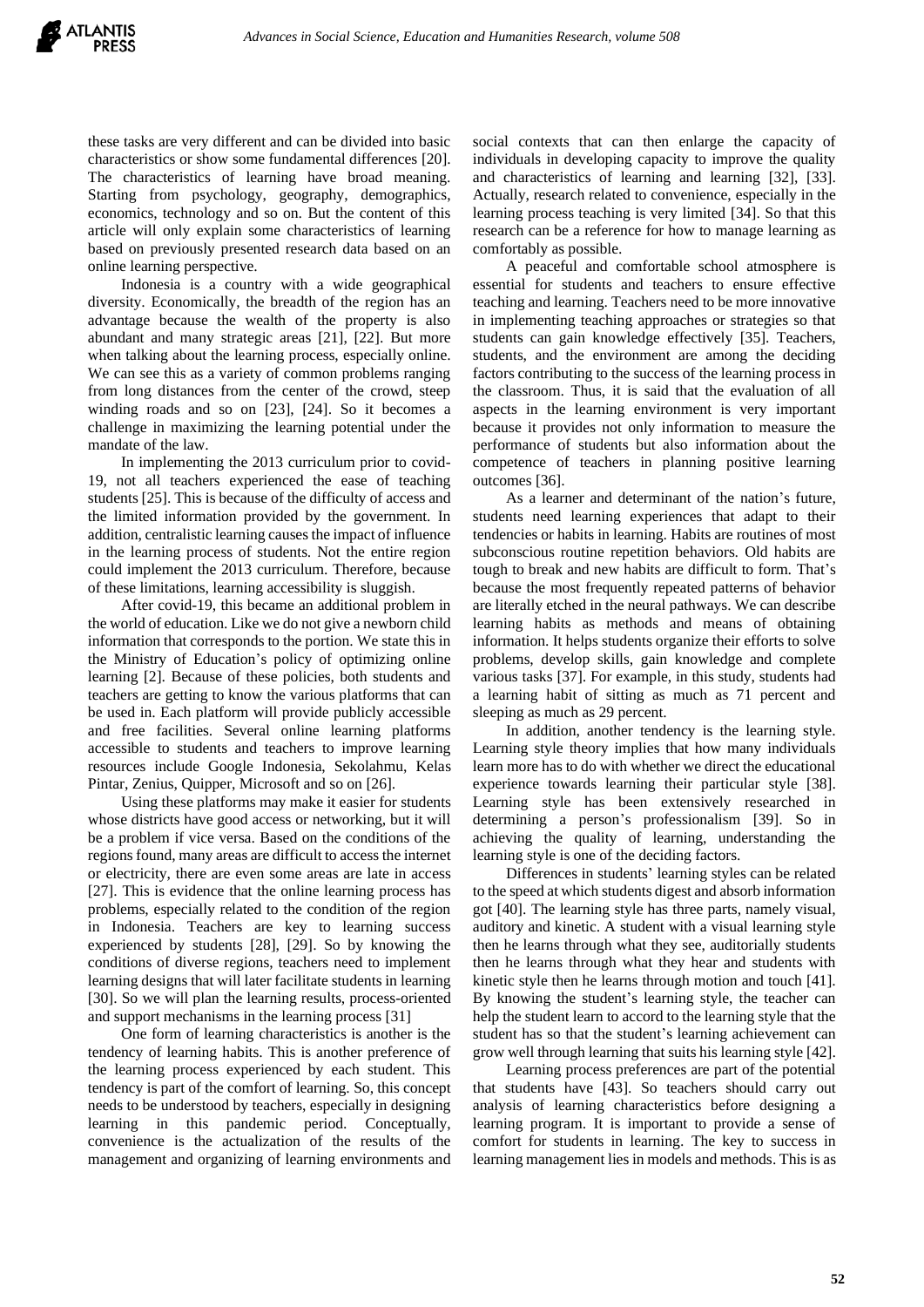these tasks are very different and can be divided into basic characteristics or show some fundamental differences [20]. The characteristics of learning have broad meaning. Starting from psychology, geography, demographics, economics, technology and so on. But the content of this article will only explain some characteristics of learning based on previously presented research data based on an online learning perspective.

Indonesia is a country with a wide geographical diversity. Economically, the breadth of the region has an advantage because the wealth of the property is also abundant and many strategic areas [21], [22]. But more when talking about the learning process, especially online. We can see this as a variety of common problems ranging from long distances from the center of the crowd, steep winding roads and so on [23], [24]. So it becomes a challenge in maximizing the learning potential under the mandate of the law.

In implementing the 2013 curriculum prior to covid-19, not all teachers experienced the ease of teaching students [25]. This is because of the difficulty of access and the limited information provided by the government. In addition, centralistic learning causes the impact of influence in the learning process of students. Not the entire region could implement the 2013 curriculum. Therefore, because of these limitations, learning accessibility is sluggish.

After covid-19, this became an additional problem in the world of education. Like we do not give a newborn child information that corresponds to the portion. We state this in the Ministry of Education's policy of optimizing online learning [2]. Because of these policies, both students and teachers are getting to know the various platforms that can be used in. Each platform will provide publicly accessible and free facilities. Several online learning platforms accessible to students and teachers to improve learning resources include Google Indonesia, Sekolahmu, Kelas Pintar, Zenius, Quipper, Microsoft and so on [26].

Using these platforms may make it easier for students whose districts have good access or networking, but it will be a problem if vice versa. Based on the conditions of the regions found, many areas are difficult to access the internet or electricity, there are even some areas are late in access [27]. This is evidence that the online learning process has problems, especially related to the condition of the region in Indonesia. Teachers are key to learning success experienced by students [28], [29]. So by knowing the conditions of diverse regions, teachers need to implement learning designs that will later facilitate students in learning [30]. So we will plan the learning results, process-oriented and support mechanisms in the learning process [31]

One form of learning characteristics is another is the tendency of learning habits. This is another preference of the learning process experienced by each student. This tendency is part of the comfort of learning. So, this concept needs to be understood by teachers, especially in designing learning in this pandemic period. Conceptually, convenience is the actualization of the results of the management and organizing of learning environments and social contexts that can then enlarge the capacity of individuals in developing capacity to improve the quality and characteristics of learning and learning [32], [33]. Actually, research related to convenience, especially in the learning process teaching is very limited [34]. So that this research can be a reference for how to manage learning as comfortably as possible.

A peaceful and comfortable school atmosphere is essential for students and teachers to ensure effective teaching and learning. Teachers need to be more innovative in implementing teaching approaches or strategies so that students can gain knowledge effectively [35]. Teachers, students, and the environment are among the deciding factors contributing to the success of the learning process in the classroom. Thus, it is said that the evaluation of all aspects in the learning environment is very important because it provides not only information to measure the performance of students but also information about the competence of teachers in planning positive learning outcomes [36].

As a learner and determinant of the nation's future, students need learning experiences that adapt to their tendencies or habits in learning. Habits are routines of most subconscious routine repetition behaviors. Old habits are tough to break and new habits are difficult to form. That's because the most frequently repeated patterns of behavior are literally etched in the neural pathways. We can describe learning habits as methods and means of obtaining information. It helps students organize their efforts to solve problems, develop skills, gain knowledge and complete various tasks [37]. For example, in this study, students had a learning habit of sitting as much as 71 percent and sleeping as much as 29 percent.

In addition, another tendency is the learning style. Learning style theory implies that how many individuals learn more has to do with whether we direct the educational experience towards learning their particular style [38]. Learning style has been extensively researched in determining a person's professionalism [39]. So in achieving the quality of learning, understanding the learning style is one of the deciding factors.

Differences in students' learning styles can be related to the speed at which students digest and absorb information got [40]. The learning style has three parts, namely visual, auditory and kinetic. A student with a visual learning style then he learns through what they see, auditorially students then he learns through what they hear and students with kinetic style then he learns through motion and touch [41]. By knowing the student's learning style, the teacher can help the student learn to accord to the learning style that the student has so that the student's learning achievement can grow well through learning that suits his learning style [42].

Learning process preferences are part of the potential that students have [43]. So teachers should carry out analysis of learning characteristics before designing a learning program. It is important to provide a sense of comfort for students in learning. The key to success in learning management lies in models and methods. This is as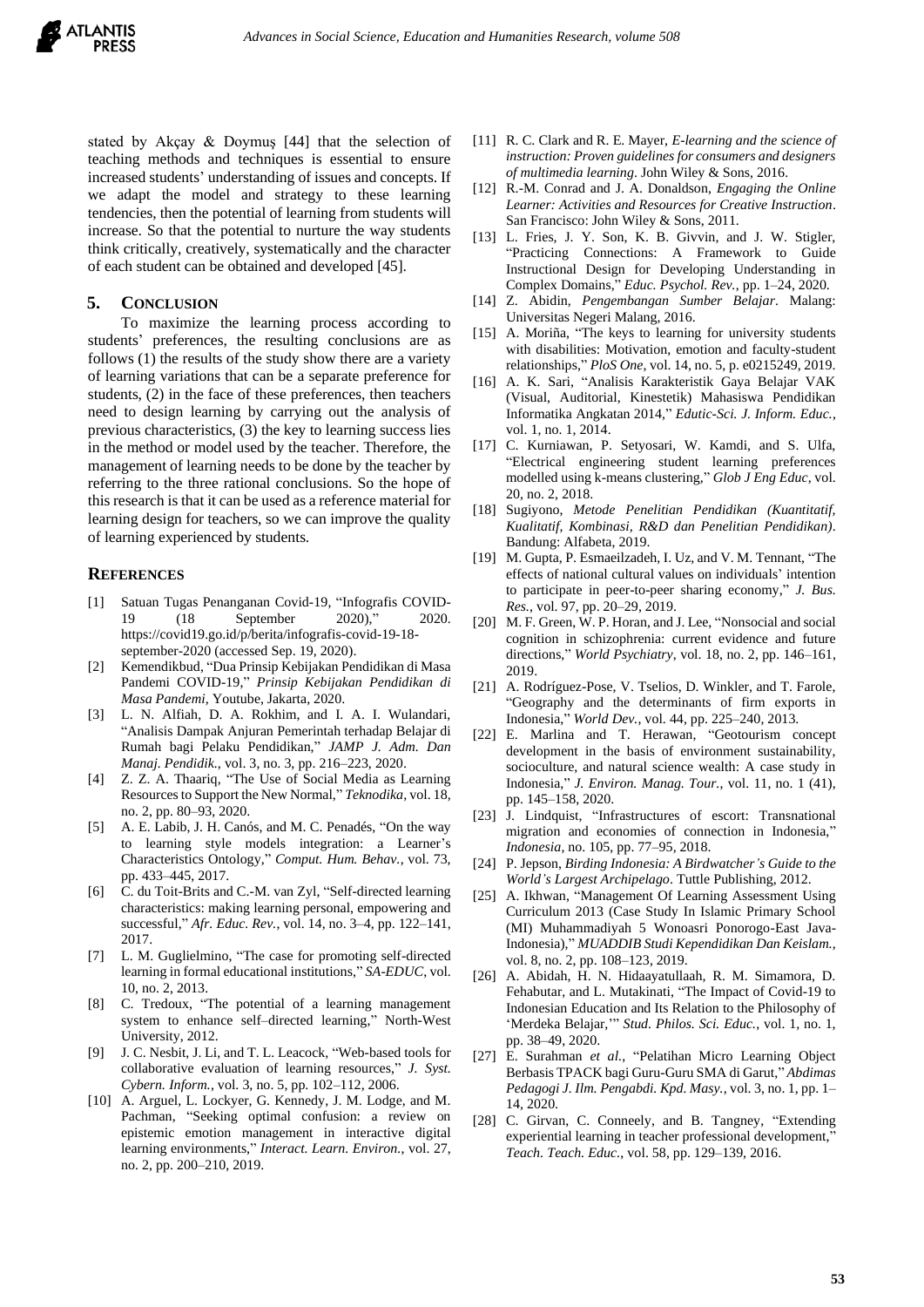stated by Akçay & Doymuş [44] that the selection of teaching methods and techniques is essential to ensure increased students' understanding of issues and concepts. If we adapt the model and strategy to these learning tendencies, then the potential of learning from students will increase. So that the potential to nurture the way students think critically, creatively, systematically and the character of each student can be obtained and developed [45].

## 5. CONCLUSION

To maximize the learning process according to students' preferences, the resulting conclusions are as follows (1) the results of the study show there are a variety of learning variations that can be a separate preference for students, (2) in the face of these preferences, then teachers need to design learning by carrying out the analysis of previous characteristics, (3) the key to learning success lies in the method or model used by the teacher. Therefore, the management of learning needs to be done by the teacher by referring to the three rational conclusions. So the hope of this research is that it can be used as a reference material for learning design for teachers, so we can improve the quality of learning experienced by students.

## REFERENCES

[1] Satuan Tugas Penanganan Covid-19, "Infografis COVID-19 (18 September 2020)," 2020. https://covid19.go.id/p/berita/infografis-covid-19-18-september-2020 (accessed Sep. 19, 2020).

[2] Kemendikbud, "Dua Prinsip Kebijakan Pendidikan di Masa Pandemi COVID-19," *Prinsip Kebijakan Pendidikan di Masa Pandemi*, Youtube, Jakarta, 2020.

[3] L. N. Alfiah, D. A. Rokhim, and I. A. I. Wulandari, "Analisis Dampak Anjuran Pemerintah terhadap Belajar di Rumah bagi Pelaku Pendidikan," *JAMP J. Adm. Dan Manaj. Pendidik.*, vol. 3, no. 3, pp. 216–223, 2020.

[4] Z. Z. A. Thaariq, "The Use of Social Media as Learning Resources to Support the New Normal," *Teknodika*, vol. 18, no. 2, pp. 80–93, 2020.

[5] A. E. Labib, J. H. Canós, and M. C. Penadés, "On the way to learning style models integration: a Learner's Characteristics Ontology," *Comput. Hum. Behav.*, vol. 73, pp. 433–445, 2017.

[6] C. du Toit-Brits and C.-M. van Zyl, "Self-directed learning characteristics: making learning personal, empowering and successful," *Afr. Educ. Rev.*, vol. 14, no. 3–4, pp. 122–141, 2017.

[7] L. M. Guglielmino, "The case for promoting self-directed learning in formal educational institutions," *SA-EDUC*, vol. 10, no. 2, 2013.

[8] C. Tredoux, "The potential of a learning management system to enhance self–directed learning," North-West University, 2012.

[9] J. C. Nesbit, J. Li, and T. L. Leacock, "Web-based tools for collaborative evaluation of learning resources," *J. Syst. Cybern. Inform.*, vol. 3, no. 5, pp. 102–112, 2006.

[10] A. Arguel, L. Lockyer, G. Kennedy, J. M. Lodge, and M. Pachman, "Seeking optimal confusion: a review on epistemic emotion management in interactive digital learning environments," *Interact. Learn. Environ.*, vol. 27, no. 2, pp. 200–210, 2019.

[11] R. C. Clark and R. E. Mayer, *E-learning and the science of instruction: Proven guidelines for consumers and designers of multimedia learning*. John Wiley & Sons, 2016.

[12] R.-M. Conrad and J. A. Donaldson, *Engaging the Online Learner: Activities and Resources for Creative Instruction*. San Francisco: John Wiley & Sons, 2011.

[13] L. Fries, J. Y. Son, K. B. Givvin, and J. W. Stigler, "Practicing Connections: A Framework to Guide Instructional Design for Developing Understanding in Complex Domains," *Educ. Psychol. Rev.*, pp. 1–24, 2020.

[14] Z. Abidin, *Pengembangan Sumber Belajar*. Malang: Universitas Negeri Malang, 2016.

[15] A. Moriña, "The keys to learning for university students with disabilities: Motivation, emotion and faculty-student relationships," *PloS One*, vol. 14, no. 5, p. e0215249, 2019.

[16] A. K. Sari, "Analisis Karakteristik Gaya Belajar VAK (Visual, Auditorial, Kinestetik) Mahasiswa Pendidikan Informatika Angkatan 2014," *Edutic-Sci. J. Inform. Educ.*, vol. 1, no. 1, 2014.

[17] C. Kurniawan, P. Setyosari, W. Kamdi, and S. Ulfa, "Electrical engineering student learning preferences modelled using k-means clustering," *Glob J Eng Educ*, vol. 20, no. 2, 2018.

[18] Sugiyono, *Metode Penelitian Pendidikan (Kuantitatif, Kualitatif, Kombinasi, R&D dan Penelitian Pendidikan)*. Bandung: Alfabeta, 2019.

[19] M. Gupta, P. Esmaeilzadeh, I. Uz, and V. M. Tennant, "The effects of national cultural values on individuals' intention to participate in peer-to-peer sharing economy," *J. Bus. Res.*, vol. 97, pp. 20–29, 2019.

[20] M. F. Green, W. P. Horan, and J. Lee, "Nonsocial and social cognition in schizophrenia: current evidence and future directions," *World Psychiatry*, vol. 18, no. 2, pp. 146–161, 2019.

[21] A. Rodríguez-Pose, V. Tselios, D. Winkler, and T. Farole, "Geography and the determinants of firm exports in Indonesia," *World Dev.*, vol. 44, pp. 225–240, 2013.

[22] E. Marlina and T. Herawan, "Geotourism concept development in the basis of environment sustainability, socioculture, and natural science wealth: A case study in Indonesia," *J. Environ. Manag. Tour.*, vol. 11, no. 1 (41), pp. 145–158, 2020.

[23] J. Lindquist, "Infrastructures of escort: Transnational migration and economies of connection in Indonesia," *Indonesia*, no. 105, pp. 77–95, 2018.

[24] P. Jepson, *Birding Indonesia: A Birdwatcher's Guide to the World's Largest Archipelago*. Tuttle Publishing, 2012.

[25] A. Ikhwan, "Management Of Learning Assessment Using Curriculum 2013 (Case Study In Islamic Primary School (MI) Muhammadiyah 5 Wonoasri Ponorogo-East Java-Indonesia)," *MUADDIB Studi Kependidikan Dan Keislam.*, vol. 8, no. 2, pp. 108–123, 2019.

[26] A. Abidah, H. N. Hidaayatullaah, R. M. Simamora, D. Fehabutar, and L. Mutakinati, "The Impact of Covid-19 to Indonesian Education and Its Relation to the Philosophy of 'Merdeka Belajar,'" *Stud. Philos. Sci. Educ.*, vol. 1, no. 1, pp. 38–49, 2020.

[27] E. Surahman *et al.*, "Pelatihan Micro Learning Object Berbasis TPACK bagi Guru-Guru SMA di Garut," *Abdimas Pedagogi J. Ilm. Pengabdi. Kpd. Masy.*, vol. 3, no. 1, pp. 1–14, 2020.

[28] C. Girvan, C. Conneely, and B. Tangney, "Extending experiential learning in teacher professional development," *Teach. Teach. Educ.*, vol. 58, pp. 129–139, 2016.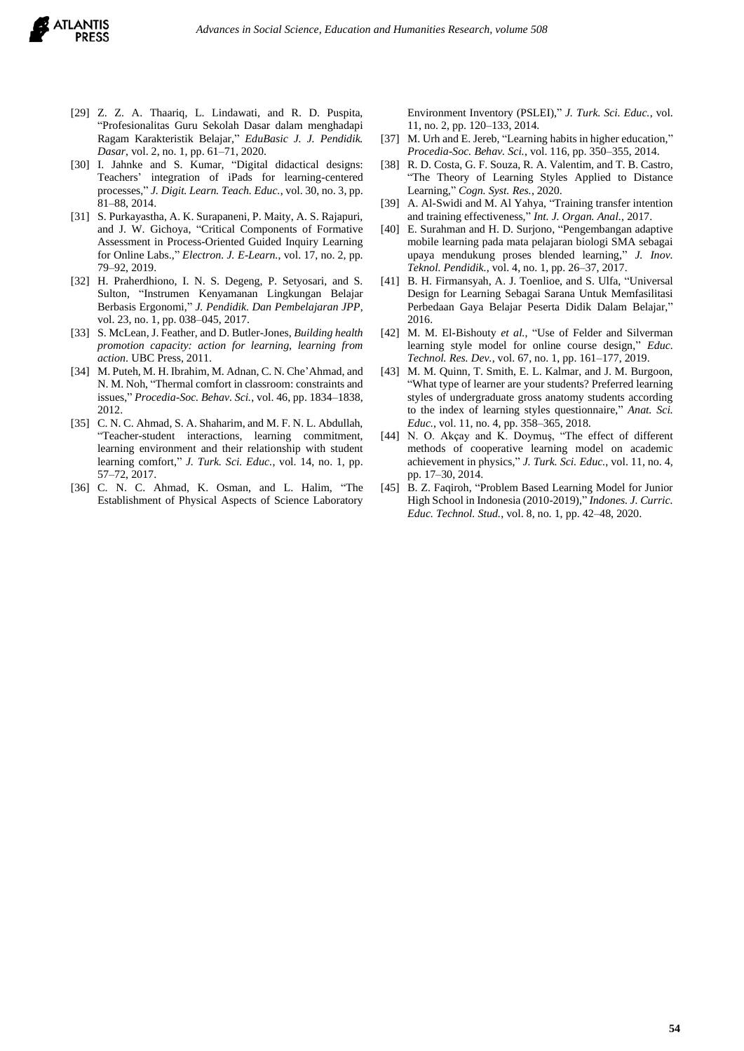[29] Z. Z. A. Thaariq, L. Lindawati, and R. D. Puspita, "Profesionalitas Guru Sekolah Dasar dalam menghadapi Ragam Karakteristik Belajar," *EduBasic J. J. Pendidik. Dasar*, vol. 2, no. 1, pp. 61–71, 2020.

[30] I. Jahnke and S. Kumar, "Digital didactical designs: Teachers' integration of iPads for learning-centered processes," *J. Digit. Learn. Teach. Educ.*, vol. 30, no. 3, pp. 81–88, 2014.

[31] S. Purkayastha, A. K. Surapaneni, P. Maity, A. S. Rajapuri, and J. W. Gichoya, "Critical Components of Formative Assessment in Process-Oriented Guided Inquiry Learning for Online Labs.," *Electron. J. E-Learn.*, vol. 17, no. 2, pp. 79–92, 2019.

[32] H. Praherdhiono, I. N. S. Degeng, P. Setyosari, and S. Sulton, "Instrumen Kenyamanan Lingkungan Belajar Berbasis Ergonomi," *J. Pendidik. Dan Pembelajaran JPP*, vol. 23, no. 1, pp. 038–045, 2017.

[33] S. McLean, J. Feather, and D. Butler-Jones, *Building health promotion capacity: action for learning, learning from action*. UBC Press, 2011.

[34] M. Puteh, M. H. Ibrahim, M. Adnan, C. N. Che'Ahmad, and N. M. Noh, "Thermal comfort in classroom: constraints and issues," *Procedia-Soc. Behav. Sci.*, vol. 46, pp. 1834–1838, 2012.

[35] C. N. C. Ahmad, S. A. Shaharim, and M. F. N. L. Abdullah, "Teacher-student interactions, learning commitment, learning environment and their relationship with student learning comfort," *J. Turk. Sci. Educ.*, vol. 14, no. 1, pp. 57–72, 2017.

[36] C. N. C. Ahmad, K. Osman, and L. Halim, "The Establishment of Physical Aspects of Science Laboratory Environment Inventory (PSLEI)," *J. Turk. Sci. Educ.*, vol. 11, no. 2, pp. 120–133, 2014.

[37] M. Urh and E. Jereb, "Learning habits in higher education," *Procedia-Soc. Behav. Sci.*, vol. 116, pp. 350–355, 2014.

[38] R. D. Costa, G. F. Souza, R. A. Valentim, and T. B. Castro, "The Theory of Learning Styles Applied to Distance Learning," *Cogn. Syst. Res.*, 2020.

[39] A. Al-Swidi and M. Al Yahya, "Training transfer intention and training effectiveness," *Int. J. Organ. Anal.*, 2017.

[40] E. Surahman and H. D. Surjono, "Pengembangan adaptive mobile learning pada mata pelajaran biologi SMA sebagai upaya mendukung proses blended learning," *J. Inov. Teknol. Pendidik.*, vol. 4, no. 1, pp. 26–37, 2017.

[41] B. H. Firmansyah, A. J. Toenlioe, and S. Ulfa, "Universal Design for Learning Sebagai Sarana Untuk Memfasilitasi Perbedaan Gaya Belajar Peserta Didik Dalam Belajar," 2016.

[42] M. M. El-Bishouty *et al.*, "Use of Felder and Silverman learning style model for online course design," *Educ. Technol. Res. Dev.*, vol. 67, no. 1, pp. 161–177, 2019.

[43] M. M. Quinn, T. Smith, E. L. Kalmar, and J. M. Burgoon, "What type of learner are your students? Preferred learning styles of undergraduate gross anatomy students according to the index of learning styles questionnaire," *Anat. Sci. Educ.*, vol. 11, no. 4, pp. 358–365, 2018.

[44] N. O. Akçay and K. Doymuş, "The effect of different methods of cooperative learning model on academic achievement in physics," *J. Turk. Sci. Educ.*, vol. 11, no. 4, pp. 17–30, 2014.

[45] B. Z. Faqiroh, "Problem Based Learning Model for Junior High School in Indonesia (2010-2019)," *Indones. J. Curric. Educ. Technol. Stud.*, vol. 8, no. 1, pp. 42–48, 2020.